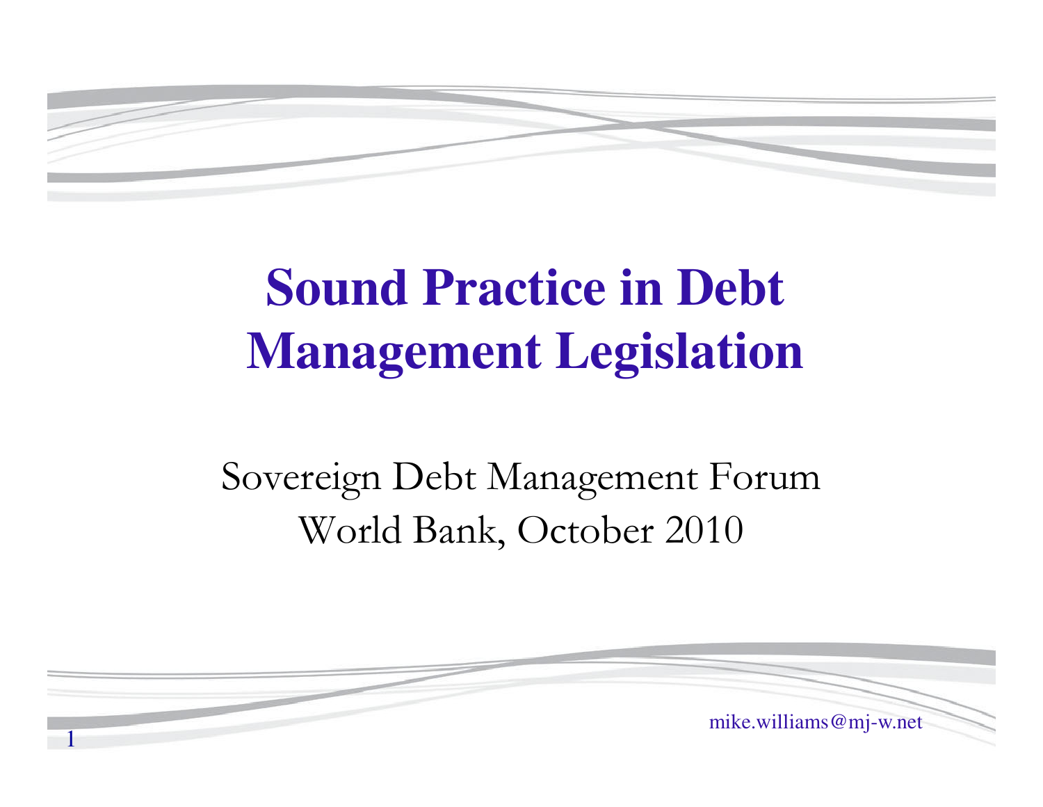# Sound Practice in Debt Management Legislation

Sovereign Debt Management Forum
World Bank, October 2010

mike.williams@mj-w.net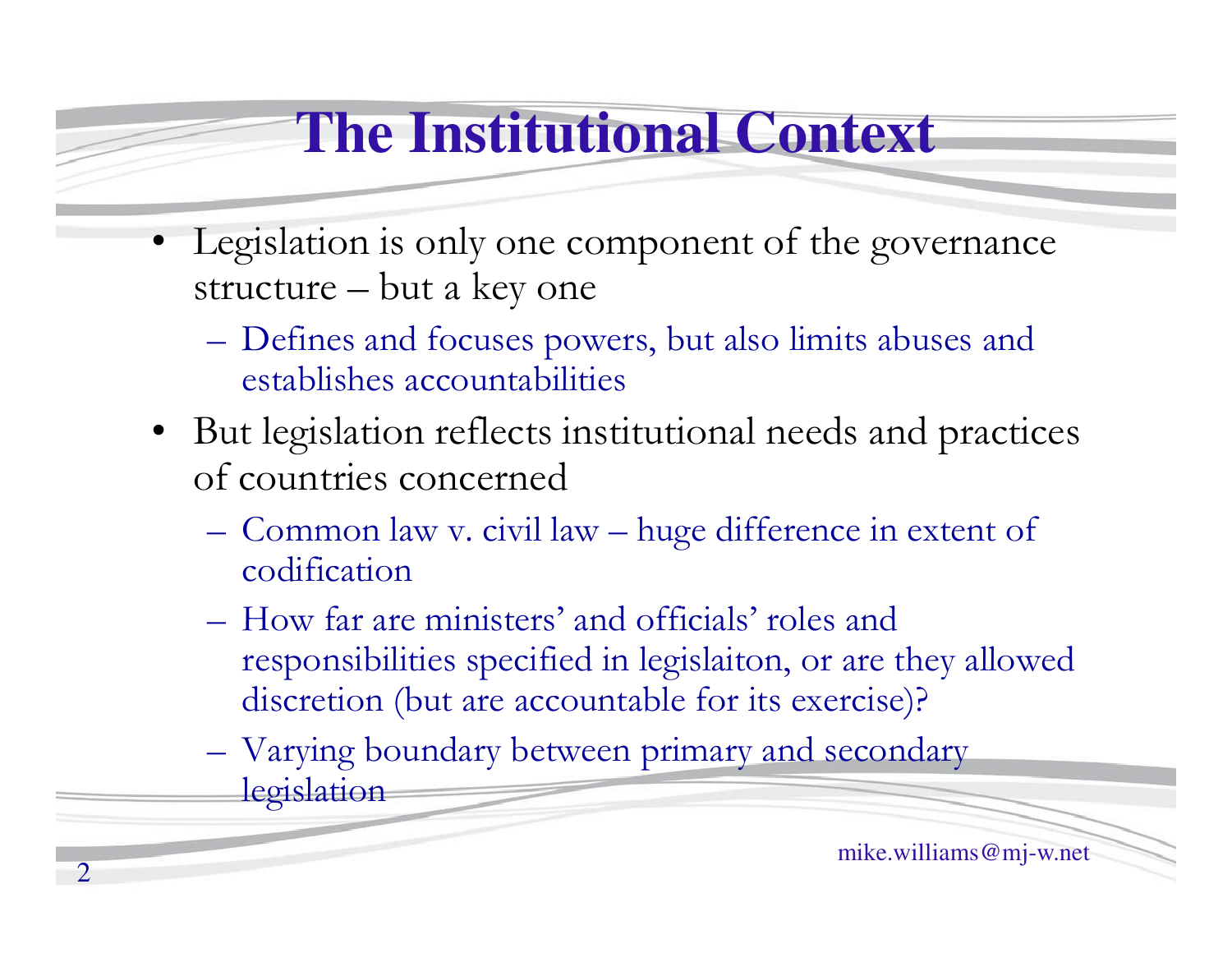# The Institutional Context

- Legislation is only one component of the governance structure – but a key one
  - Defines and focuses powers, but also limits abuses and establishes accountabilities
- But legislation reflects institutional needs and practices of countries concerned
  - Common law v. civil law – huge difference in extent of codification
  - How far are ministers' and officials' roles and responsibilities specified in legislaiton, or are they allowed discretion (but are accountable for its exercise)?
  - Varying boundary between primary and secondary legislation

mike.williams@mj-w.net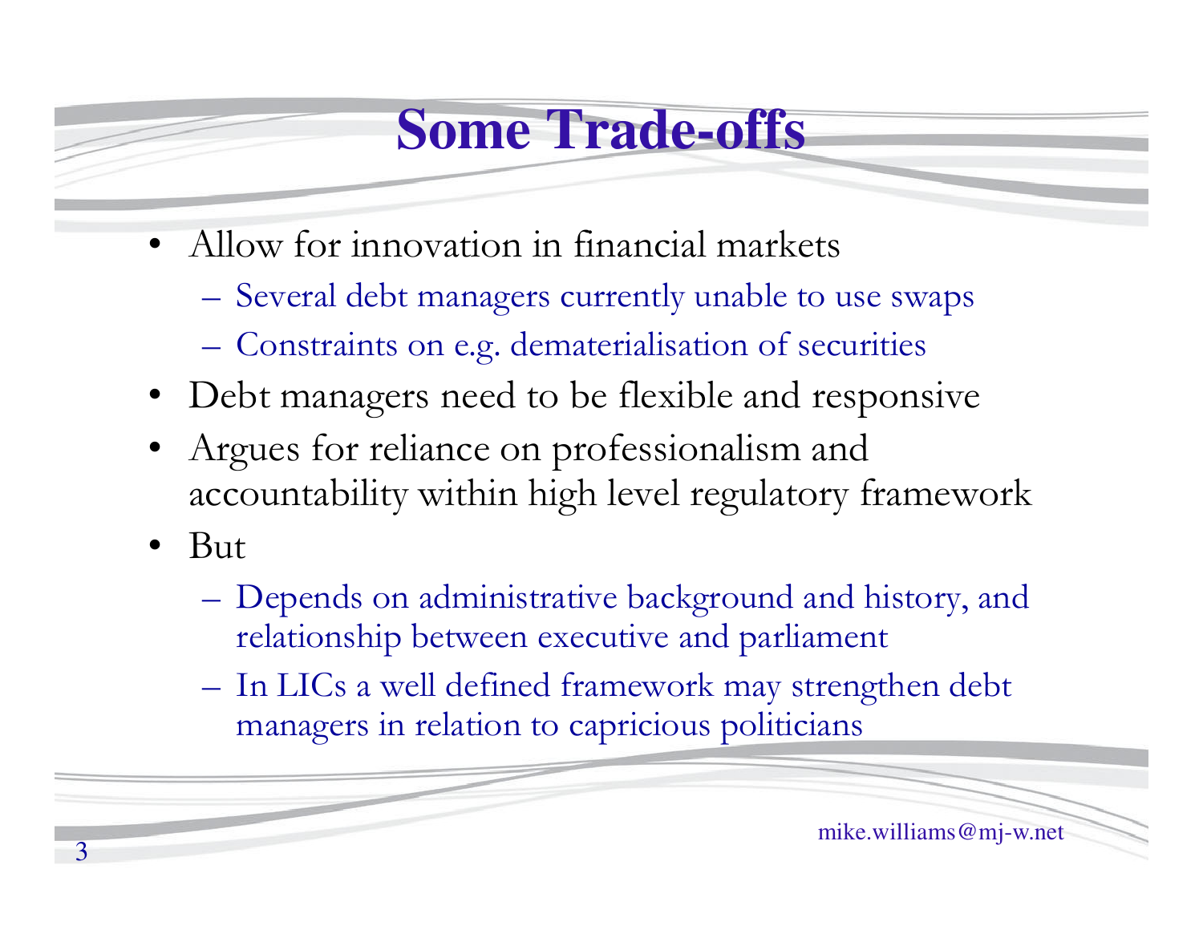# Some Trade-offs

- Allow for innovation in financial markets
  - Several debt managers currently unable to use swaps
  - Constraints on e.g. dematerialisation of securities
- Debt managers need to be flexible and responsive
- Argues for reliance on professionalism and accountability within high level regulatory framework
- But
  - Depends on administrative background and history, and relationship between executive and parliament
  - In LICs a well defined framework may strengthen debt managers in relation to capricious politicians

mike.williams@mj-w.net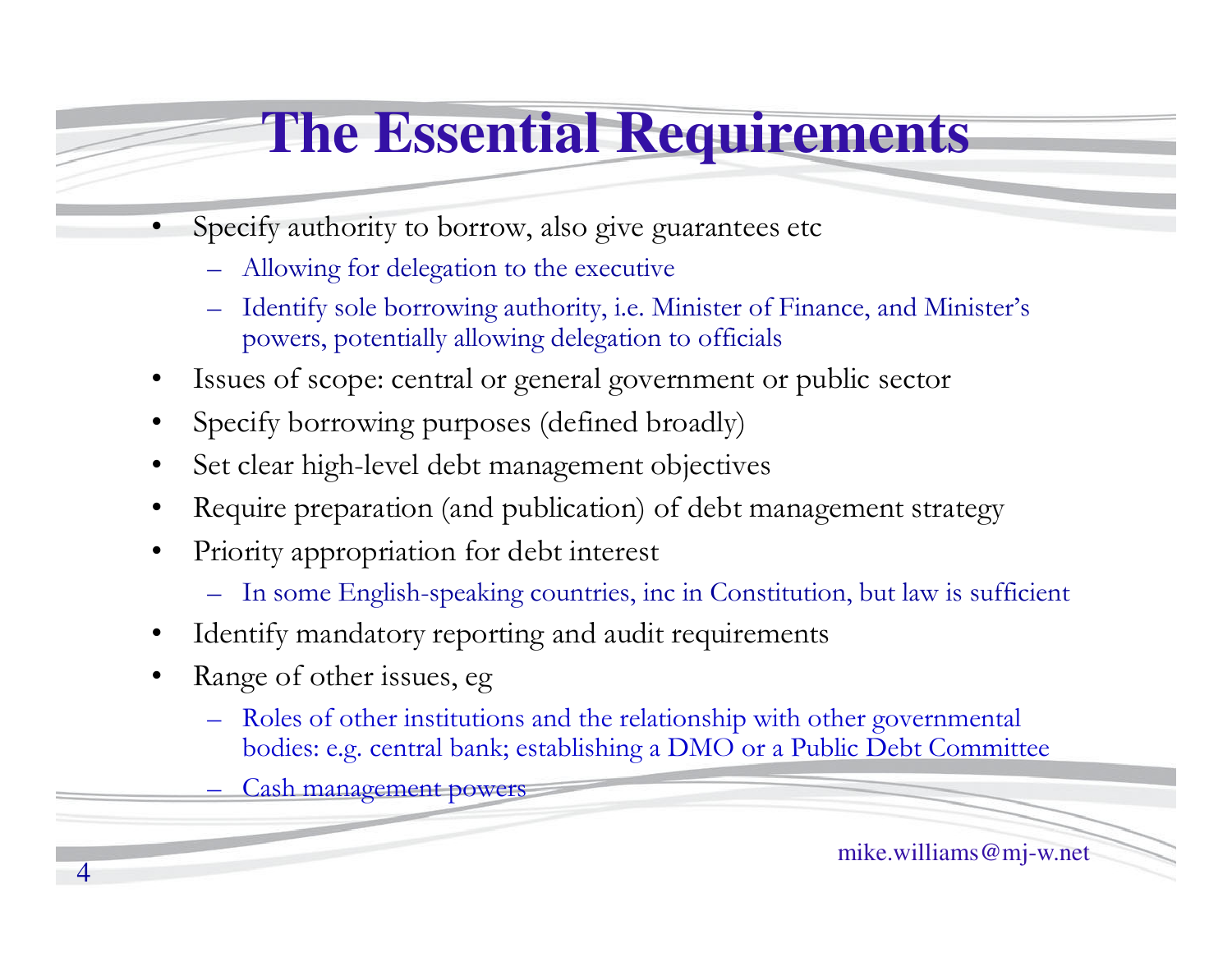# The Essential Requirements

- Specify authority to borrow, also give guarantees etc
  - Allowing for delegation to the executive
  - Identify sole borrowing authority, i.e. Minister of Finance, and Minister's powers, potentially allowing delegation to officials
- Issues of scope: central or general government or public sector
- Specify borrowing purposes (defined broadly)
- Set clear high-level debt management objectives
- Require preparation (and publication) of debt management strategy
- Priority appropriation for debt interest
  - In some English-speaking countries, inc in Constitution, but law is sufficient
- Identify mandatory reporting and audit requirements
- Range of other issues, eg
  - Roles of other institutions and the relationship with other governmental bodies: e.g. central bank; establishing a DMO or a Public Debt Committee
  - Cash management powers

mike.williams@mj-w.net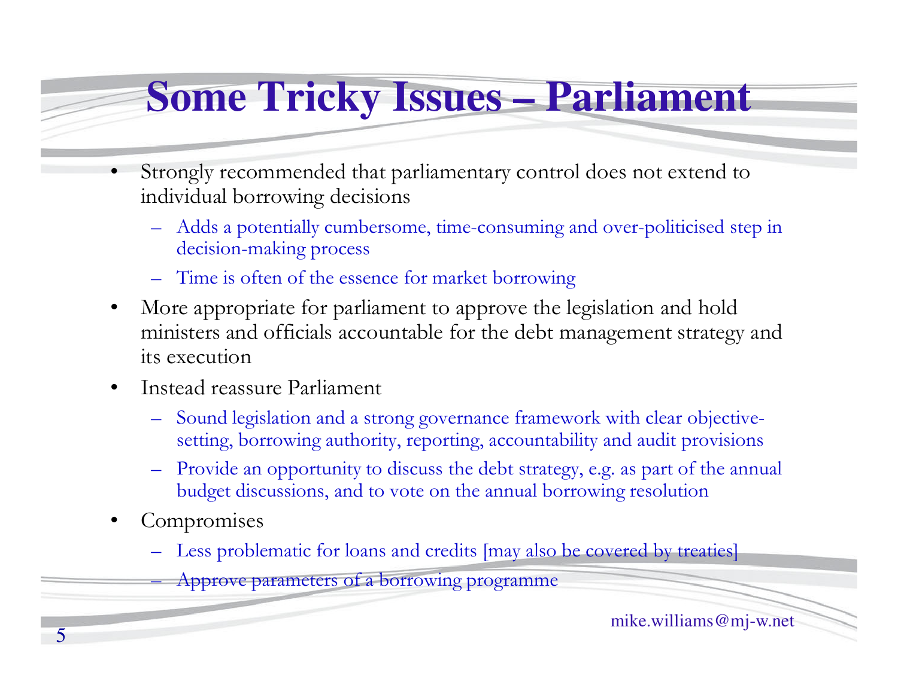# Some Tricky Issues – Parliament

- Strongly recommended that parliamentary control does not extend to individual borrowing decisions
  - Adds a potentially cumbersome, time-consuming and over-politicised step in decision-making process
  - Time is often of the essence for market borrowing
- More appropriate for parliament to approve the legislation and hold ministers and officials accountable for the debt management strategy and its execution
- Instead reassure Parliament
  - Sound legislation and a strong governance framework with clear objective-setting, borrowing authority, reporting, accountability and audit provisions
  - Provide an opportunity to discuss the debt strategy, e.g. as part of the annual budget discussions, and to vote on the annual borrowing resolution
- Compromises
  - Less problematic for loans and credits [may also be covered by treaties]
  - Approve parameters of a borrowing programme

mike.williams@mj-w.net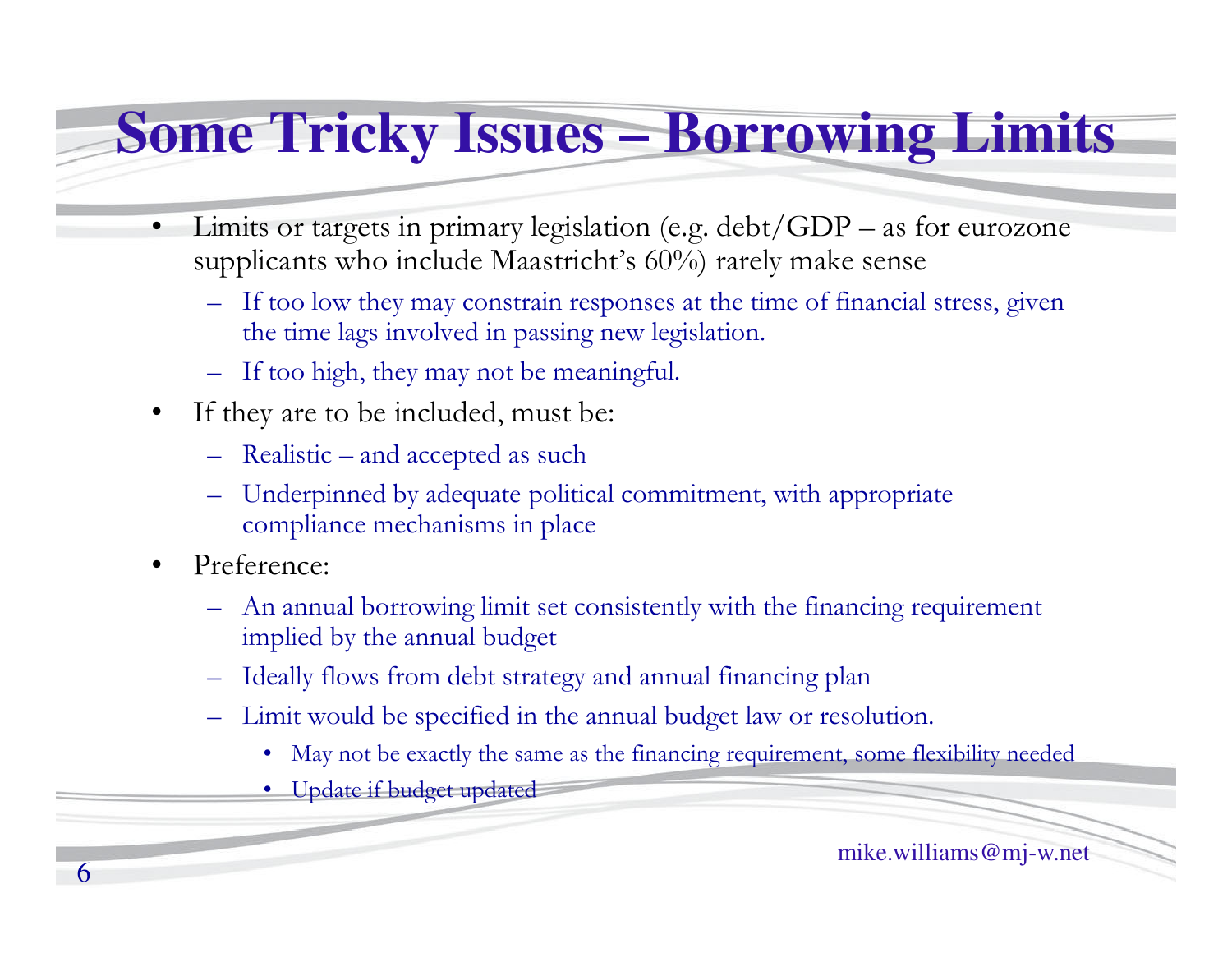# Some Tricky Issues – Borrowing Limits

- Limits or targets in primary legislation (e.g. debt/GDP – as for eurozone supplicants who include Maastricht's 60%) rarely make sense
  - If too low they may constrain responses at the time of financial stress, given the time lags involved in passing new legislation.
  - If too high, they may not be meaningful.
- If they are to be included, must be:
  - Realistic – and accepted as such
  - Underpinned by adequate political commitment, with appropriate compliance mechanisms in place
- Preference:
  - An annual borrowing limit set consistently with the financing requirement implied by the annual budget
  - Ideally flows from debt strategy and annual financing plan
  - Limit would be specified in the annual budget law or resolution.
    - May not be exactly the same as the financing requirement, some flexibility needed
    - Update if budget updated

mike.williams@mj-w.net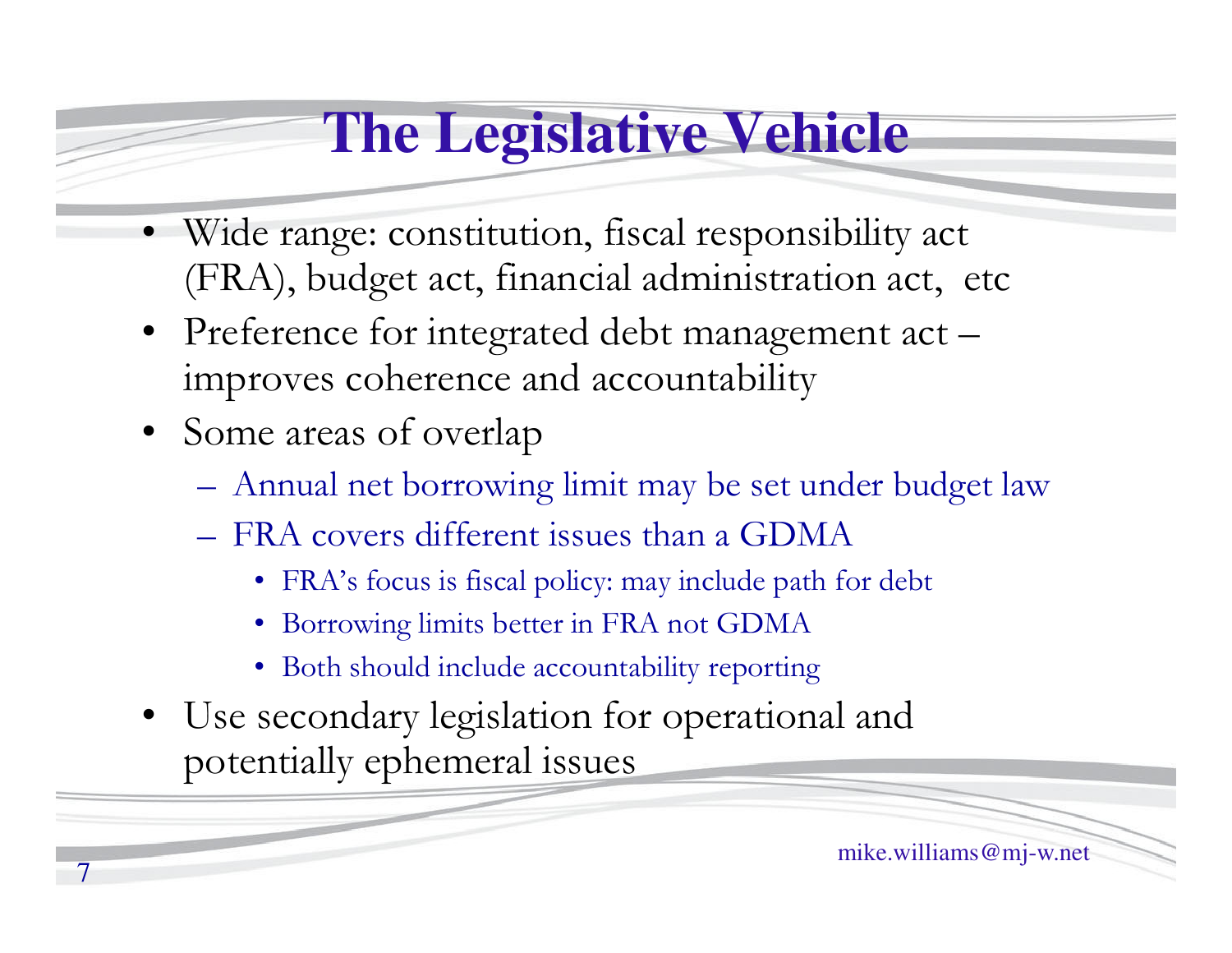# The Legislative Vehicle

- Wide range: constitution, fiscal responsibility act (FRA), budget act, financial administration act, etc
- Preference for integrated debt management act – improves coherence and accountability
- Some areas of overlap
  - Annual net borrowing limit may be set under budget law
  - FRA covers different issues than a GDMA
    - FRA's focus is fiscal policy: may include path for debt
    - Borrowing limits better in FRA not GDMA
    - Both should include accountability reporting
- Use secondary legislation for operational and potentially ephemeral issues

mike.williams@mj-w.net